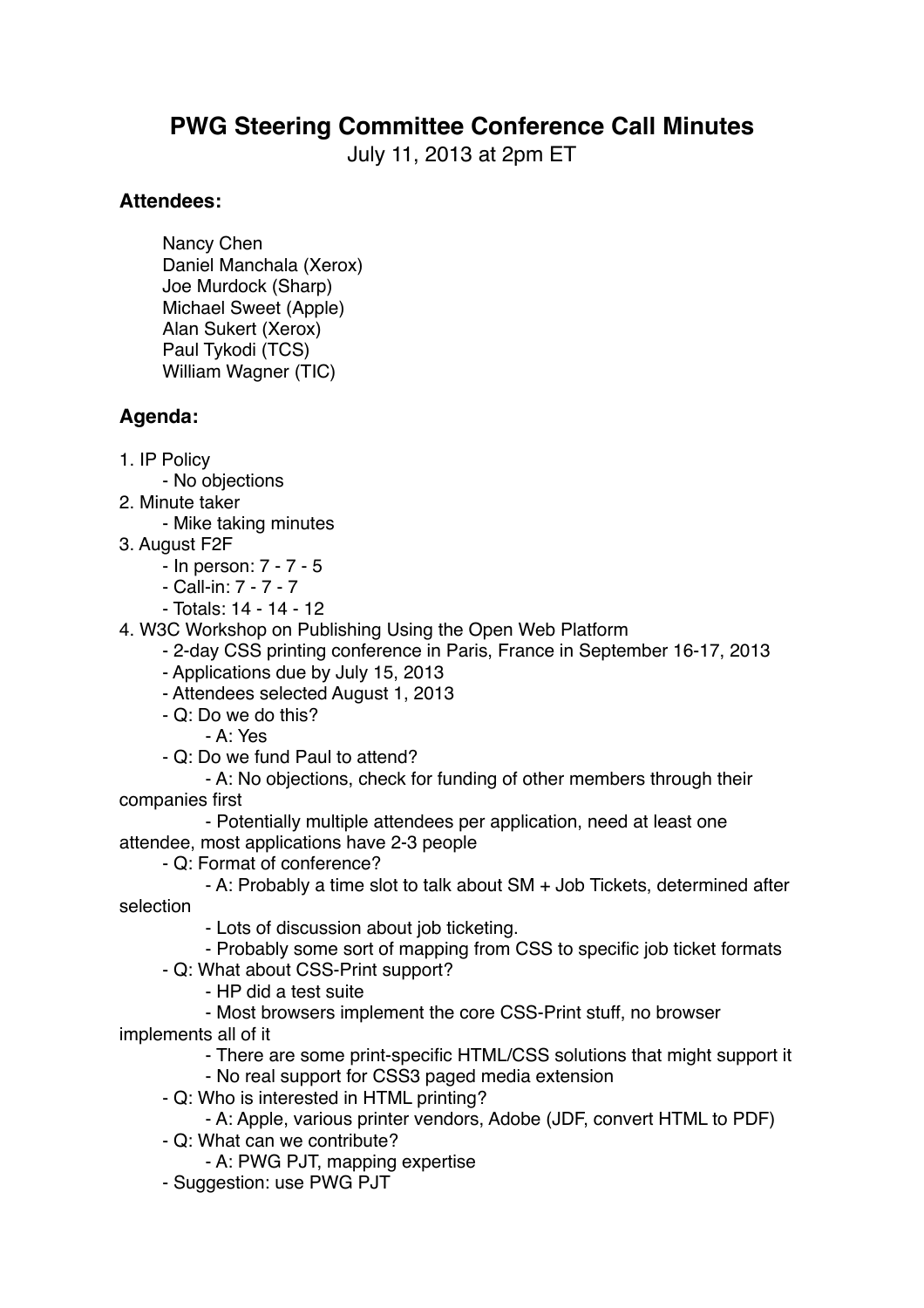# PWG Steering Committee Conference Call Minutes

July 11, 2013 at 2pm ET

## Attendees:

Nancy Chen
Daniel Manchala (Xerox)
Joe Murdock (Sharp)
Michael Sweet (Apple)
Alan Sukert (Xerox)
Paul Tykodi (TCS)
William Wagner (TIC)

## Agenda:

1. IP Policy
    - No objections
2. Minute taker
    - Mike taking minutes
3. August F2F
    - In person: 7 - 7 - 5
    - Call-in: 7 - 7 - 7
    - Totals: 14 - 14 - 12
4. W3C Workshop on Publishing Using the Open Web Platform
    - 2-day CSS printing conference in Paris, France in September 16-17, 2013
    - Applications due by July 15, 2013
    - Attendees selected August 1, 2013
    - Q: Do we do this?
        - A: Yes
    - Q: Do we fund Paul to attend?
        - A: No objections, check for funding of other members through their companies first
        - Potentially multiple attendees per application, need at least one attendee, most applications have 2-3 people
    - Q: Format of conference?
        - A: Probably a time slot to talk about SM + Job Tickets, determined after selection
        - Lots of discussion about job ticketing.
        - Probably some sort of mapping from CSS to specific job ticket formats
    - Q: What about CSS-Print support?
        - HP did a test suite
        - Most browsers implement the core CSS-Print stuff, no browser implements all of it
        - There are some print-specific HTML/CSS solutions that might support it
        - No real support for CSS3 paged media extension
    - Q: Who is interested in HTML printing?
        - A: Apple, various printer vendors, Adobe (JDF, convert HTML to PDF)
    - Q: What can we contribute?
        - A: PWG PJT, mapping expertise
    - Suggestion: use PWG PJT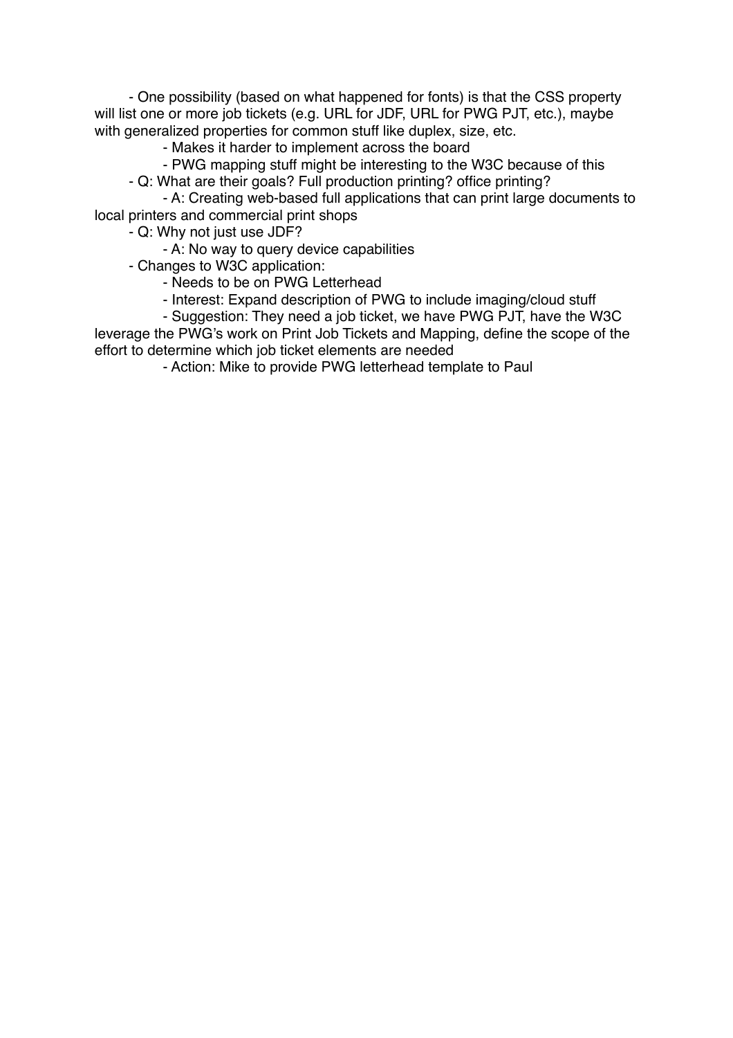- One possibility (based on what happened for fonts) is that the CSS property will list one or more job tickets (e.g. URL for JDF, URL for PWG PJT, etc.), maybe with generalized properties for common stuff like duplex, size, etc.
    - Makes it harder to implement across the board
    - PWG mapping stuff might be interesting to the W3C because of this
- Q: What are their goals? Full production printing? office printing?
    - A: Creating web-based full applications that can print large documents to local printers and commercial print shops
- Q: Why not just use JDF?
    - A: No way to query device capabilities
- Changes to W3C application:
    - Needs to be on PWG Letterhead
    - Interest: Expand description of PWG to include imaging/cloud stuff
    - Suggestion: They need a job ticket, we have PWG PJT, have the W3C leverage the PWG's work on Print Job Tickets and Mapping, define the scope of the effort to determine which job ticket elements are needed
    - Action: Mike to provide PWG letterhead template to Paul